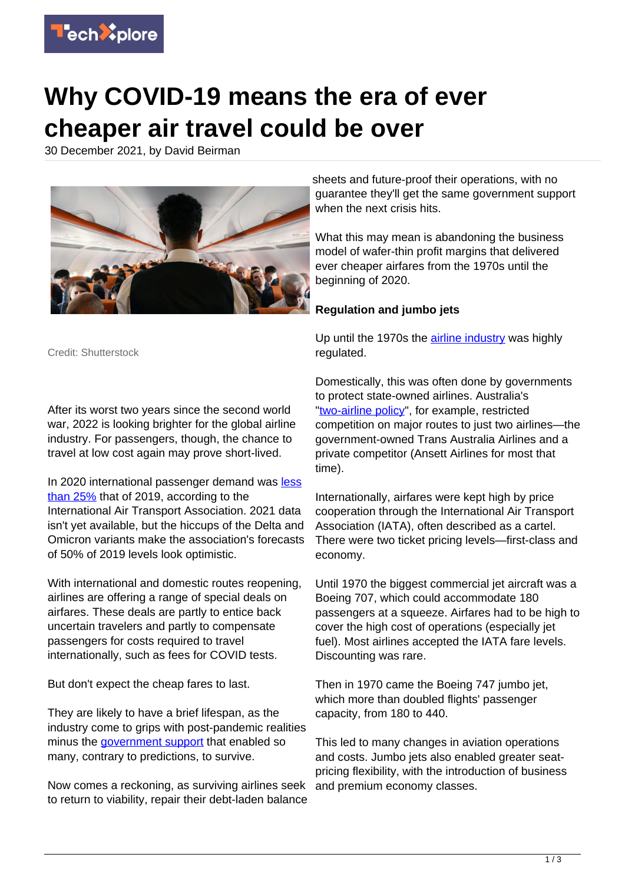# Why COVID-19 means the era of ever cheaper air travel could be over

30 December 2021, by David Beirman

Credit: Shutterstock

After its worst two years since the second world war, 2022 is looking brighter for the global airline industry. For passengers, though, the chance to travel at low cost again may prove short-lived.

In 2020 international passenger demand was less than 25% that of 2019, according to the International Air Transport Association. 2021 data isn't yet available, but the hiccups of the Delta and Omicron variants make the association's forecasts of 50% of 2019 levels look optimistic.

With international and domestic routes reopening, airlines are offering a range of special deals on airfares. These deals are partly to entice back uncertain travelers and partly to compensate passengers for costs required to travel internationally, such as fees for COVID tests.

But don't expect the cheap fares to last.

They are likely to have a brief lifespan, as the industry come to grips with post-pandemic realities minus the government support that enabled so many, contrary to predictions, to survive.

Now comes a reckoning, as surviving airlines seek to return to viability, repair their debt-laden balance sheets and future-proof their operations, with no guarantee they'll get the same government support when the next crisis hits.

What this may mean is abandoning the business model of wafer-thin profit margins that delivered ever cheaper airfares from the 1970s until the beginning of 2020.

**Regulation and jumbo jets**

Up until the 1970s the airline industry was highly regulated.

Domestically, this was often done by governments to protect state-owned airlines. Australia's "two-airline policy", for example, restricted competition on major routes to just two airlines—the government-owned Trans Australia Airlines and a private competitor (Ansett Airlines for most that time).

Internationally, airfares were kept high by price cooperation through the International Air Transport Association (IATA), often described as a cartel. There were two ticket pricing levels—first-class and economy.

Until 1970 the biggest commercial jet aircraft was a Boeing 707, which could accommodate 180 passengers at a squeeze. Airfares had to be high to cover the high cost of operations (especially jet fuel). Most airlines accepted the IATA fare levels. Discounting was rare.

Then in 1970 came the Boeing 747 jumbo jet, which more than doubled flights' passenger capacity, from 180 to 440.

This led to many changes in aviation operations and costs. Jumbo jets also enabled greater seat-pricing flexibility, with the introduction of business and premium economy classes.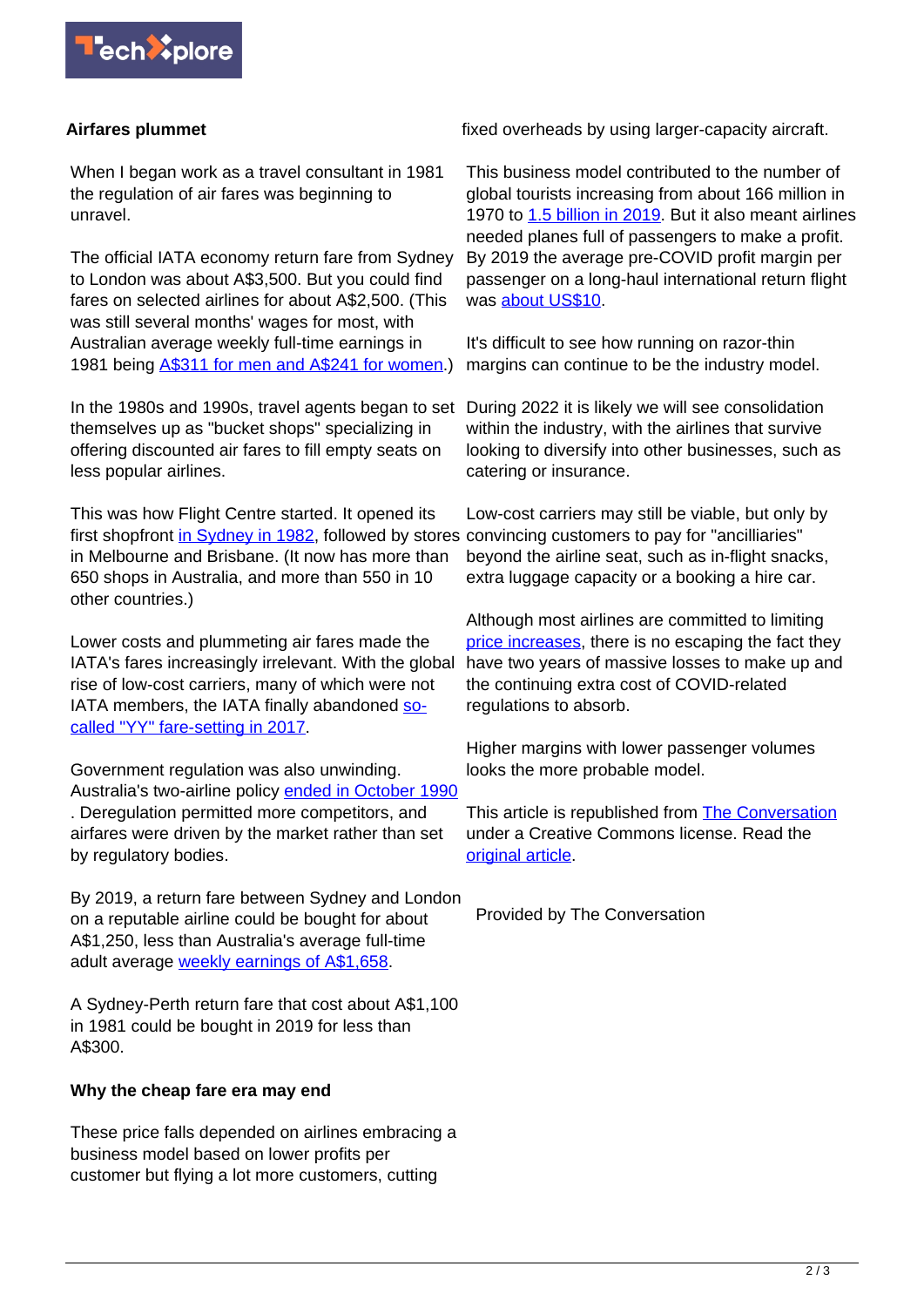## Airfares plummet

When I began work as a travel consultant in 1981 the regulation of air fares was beginning to unravel.

The official IATA economy return fare from Sydney to London was about A$3,500. But you could find fares on selected airlines for about A$2,500. (This was still several months' wages for most, with Australian average weekly full-time earnings in 1981 being A$311 for men and A$241 for women.)

In the 1980s and 1990s, travel agents began to set themselves up as "bucket shops" specializing in offering discounted air fares to fill empty seats on less popular airlines.

This was how Flight Centre started. It opened its first shopfront in Sydney in 1982, followed by stores in Melbourne and Brisbane. (It now has more than 650 shops in Australia, and more than 550 in 10 other countries.)

Lower costs and plummeting air fares made the IATA's fares increasingly irrelevant. With the global rise of low-cost carriers, many of which were not IATA members, the IATA finally abandoned so-called "YY" fare-setting in 2017.

Government regulation was also unwinding. Australia's two-airline policy ended in October 1990. Deregulation permitted more competitors, and airfares were driven by the market rather than set by regulatory bodies.

By 2019, a return fare between Sydney and London on a reputable airline could be bought for about A$1,250, less than Australia's average full-time adult average weekly earnings of A$1,658.

A Sydney-Perth return fare that cost about A$1,100 in 1981 could be bought in 2019 for less than A$300.

## Why the cheap fare era may end

These price falls depended on airlines embracing a business model based on lower profits per customer but flying a lot more customers, cutting fixed overheads by using larger-capacity aircraft.

This business model contributed to the number of global tourists increasing from about 166 million in 1970 to 1.5 billion in 2019. But it also meant airlines needed planes full of passengers to make a profit. By 2019 the average pre-COVID profit margin per passenger on a long-haul international return flight was about US$10.

It's difficult to see how running on razor-thin margins can continue to be the industry model.

During 2022 it is likely we will see consolidation within the industry, with the airlines that survive looking to diversify into other businesses, such as catering or insurance.

Low-cost carriers may still be viable, but only by convincing customers to pay for "ancilliaries" beyond the airline seat, such as in-flight snacks, extra luggage capacity or a booking a hire car.

Although most airlines are committed to limiting price increases, there is no escaping the fact they have two years of massive losses to make up and the continuing extra cost of COVID-related regulations to absorb.

Higher margins with lower passenger volumes looks the more probable model.

This article is republished from The Conversation under a Creative Commons license. Read the original article.

Provided by The Conversation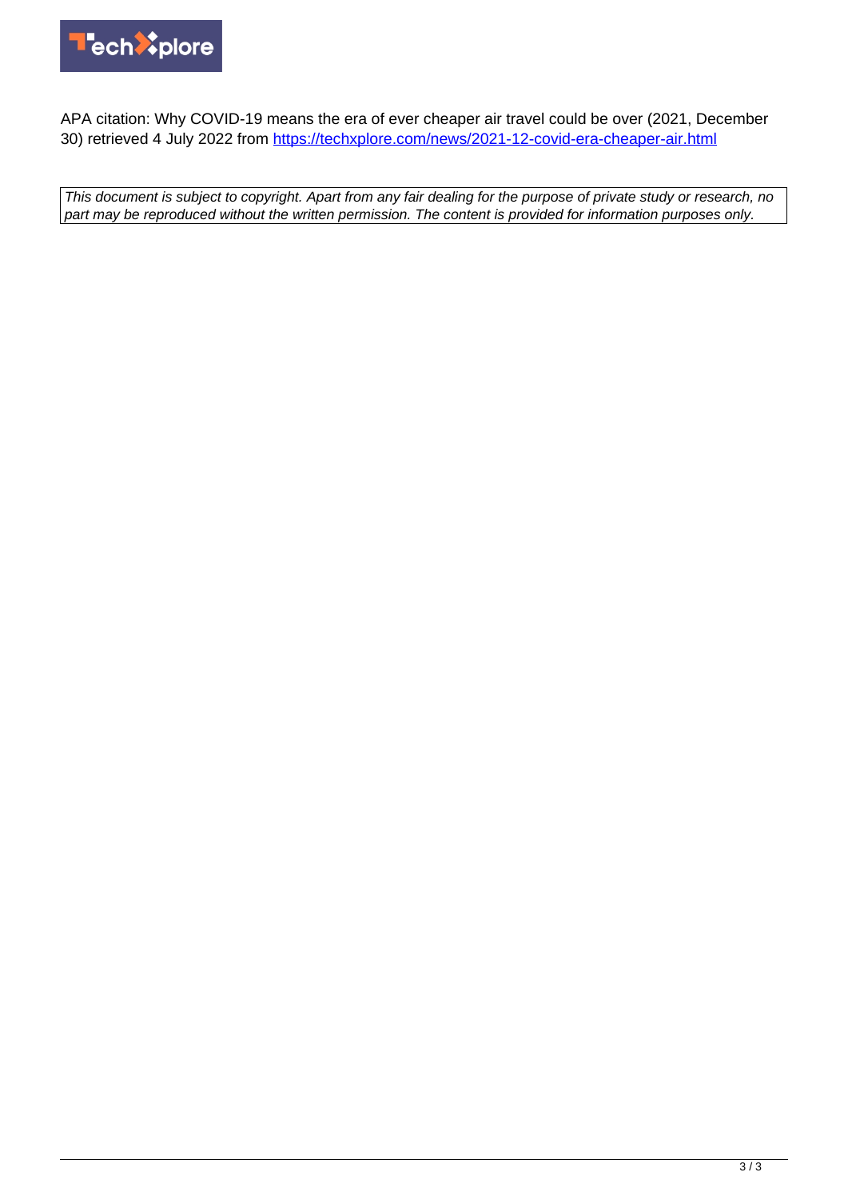APA citation: Why COVID-19 means the era of ever cheaper air travel could be over (2021, December 30) retrieved 4 July 2022 from https://techxplore.com/news/2021-12-covid-era-cheaper-air.html

*This document is subject to copyright. Apart from any fair dealing for the purpose of private study or research, no part may be reproduced without the written permission. The content is provided for information purposes only.*